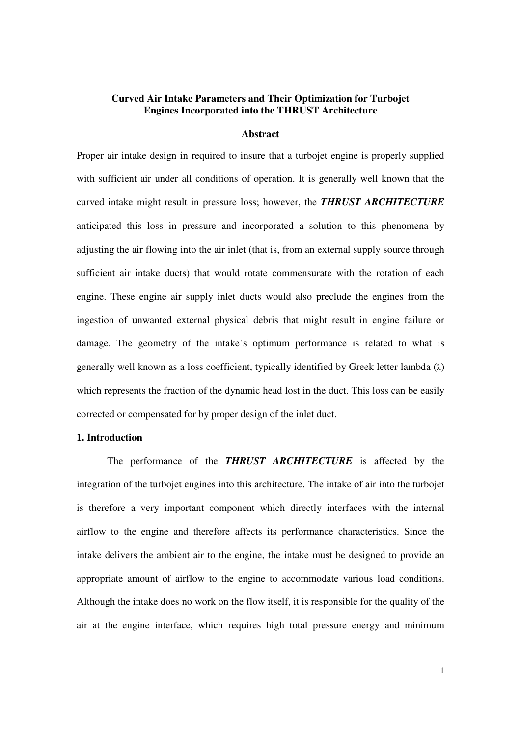# Curved Air Intake Parameters and Their Optimization for Turbojet Engines Incorporated into the THRUST Architecture

## Abstract

Proper air intake design in required to insure that a turbojet engine is properly supplied with sufficient air under all conditions of operation. It is generally well known that the curved intake might result in pressure loss; however, the ***THRUST ARCHITECTURE*** anticipated this loss in pressure and incorporated a solution to this phenomena by adjusting the air flowing into the air inlet (that is, from an external supply source through sufficient air intake ducts) that would rotate commensurate with the rotation of each engine. These engine air supply inlet ducts would also preclude the engines from the ingestion of unwanted external physical debris that might result in engine failure or damage. The geometry of the intake's optimum performance is related to what is generally well known as a loss coefficient, typically identified by Greek letter lambda ($\lambda$) which represents the fraction of the dynamic head lost in the duct. This loss can be easily corrected or compensated for by proper design of the inlet duct.

## 1. Introduction

The performance of the ***THRUST ARCHITECTURE*** is affected by the integration of the turbojet engines into this architecture. The intake of air into the turbojet is therefore a very important component which directly interfaces with the internal airflow to the engine and therefore affects its performance characteristics. Since the intake delivers the ambient air to the engine, the intake must be designed to provide an appropriate amount of airflow to the engine to accommodate various load conditions. Although the intake does no work on the flow itself, it is responsible for the quality of the air at the engine interface, which requires high total pressure energy and minimum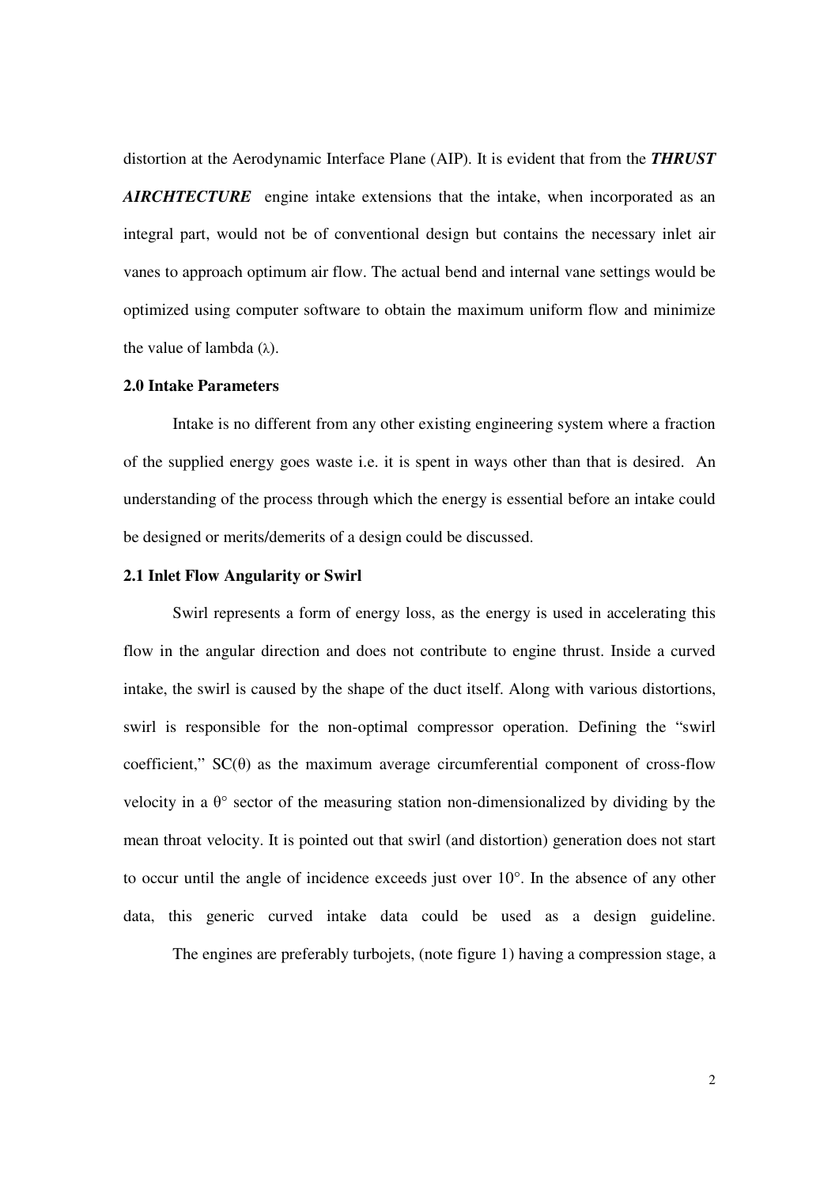distortion at the Aerodynamic Interface Plane (AIP). It is evident that from the ***THRUST AIRCHTECTURE*** engine intake extensions that the intake, when incorporated as an integral part, would not be of conventional design but contains the necessary inlet air vanes to approach optimum air flow. The actual bend and internal vane settings would be optimized using computer software to obtain the maximum uniform flow and minimize the value of lambda ($\lambda$).

## 2.0 Intake Parameters

Intake is no different from any other existing engineering system where a fraction of the supplied energy goes waste i.e. it is spent in ways other than that is desired. An understanding of the process through which the energy is essential before an intake could be designed or merits/demerits of a design could be discussed.

### 2.1 Inlet Flow Angularity or Swirl

Swirl represents a form of energy loss, as the energy is used in accelerating this flow in the angular direction and does not contribute to engine thrust. Inside a curved intake, the swirl is caused by the shape of the duct itself. Along with various distortions, swirl is responsible for the non-optimal compressor operation. Defining the "swirl coefficient," $SC(\theta)$ as the maximum average circumferential component of cross-flow velocity in a $\theta°$ sector of the measuring station non-dimensionalized by dividing by the mean throat velocity. It is pointed out that swirl (and distortion) generation does not start to occur until the angle of incidence exceeds just over 10°. In the absence of any other data, this generic curved intake data could be used as a design guideline.

The engines are preferably turbojets, (note figure 1) having a compression stage, a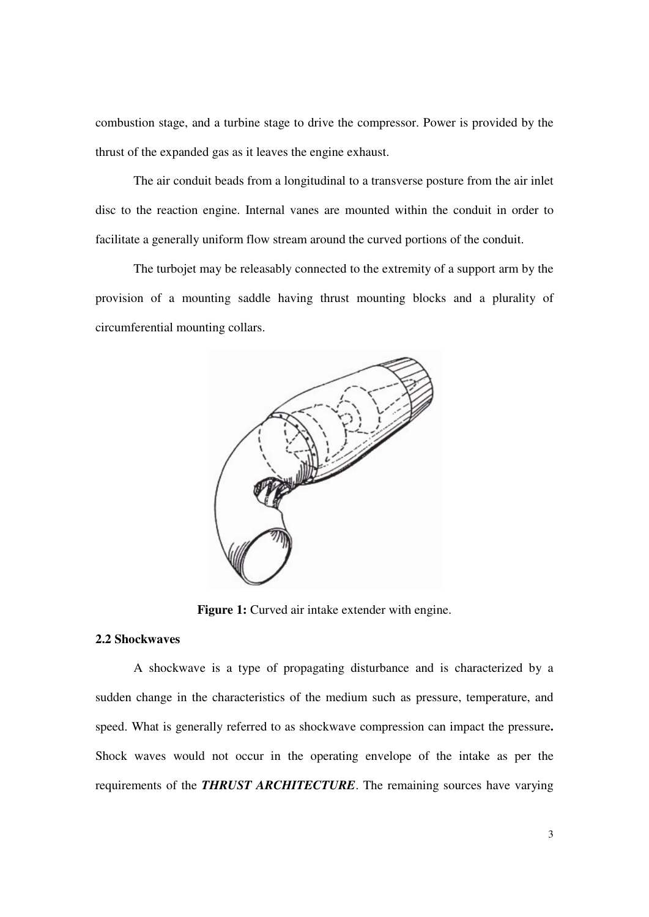combustion stage, and a turbine stage to drive the compressor. Power is provided by the thrust of the expanded gas as it leaves the engine exhaust.

The air conduit beads from a longitudinal to a transverse posture from the air inlet disc to the reaction engine. Internal vanes are mounted within the conduit in order to facilitate a generally uniform flow stream around the curved portions of the conduit.

The turbojet may be releasably connected to the extremity of a support arm by the provision of a mounting saddle having thrust mounting blocks and a plurality of circumferential mounting collars.

**Figure 1:** Curved air intake extender with engine.

### 2.2 Shockwaves

A shockwave is a type of propagating disturbance and is characterized by a sudden change in the characteristics of the medium such as pressure, temperature, and speed. What is generally referred to as shockwave compression can impact the pressure**.** Shock waves would not occur in the operating envelope of the intake as per the requirements of the ***THRUST ARCHITECTURE***. The remaining sources have varying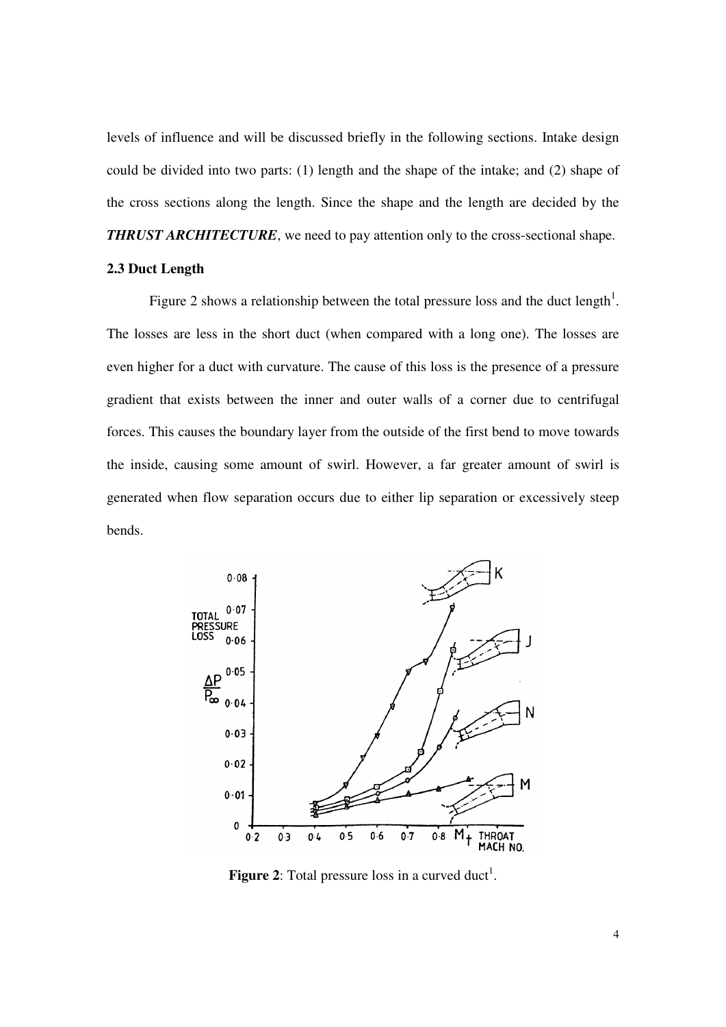levels of influence and will be discussed briefly in the following sections. Intake design could be divided into two parts: (1) length and the shape of the intake; and (2) shape of the cross sections along the length. Since the shape and the length are decided by the ***THRUST ARCHITECTURE***, we need to pay attention only to the cross-sectional shape.

### 2.3 Duct Length

Figure 2 shows a relationship between the total pressure loss and the duct length[1]. The losses are less in the short duct (when compared with a long one). The losses are even higher for a duct with curvature. The cause of this loss is the presence of a pressure gradient that exists between the inner and outer walls of a corner due to centrifugal forces. This causes the boundary layer from the outside of the first bend to move towards the inside, causing some amount of swirl. However, a far greater amount of swirl is generated when flow separation occurs due to either lip separation or excessively steep bends.

**Figure 2**: Total pressure loss in a curved duct[1].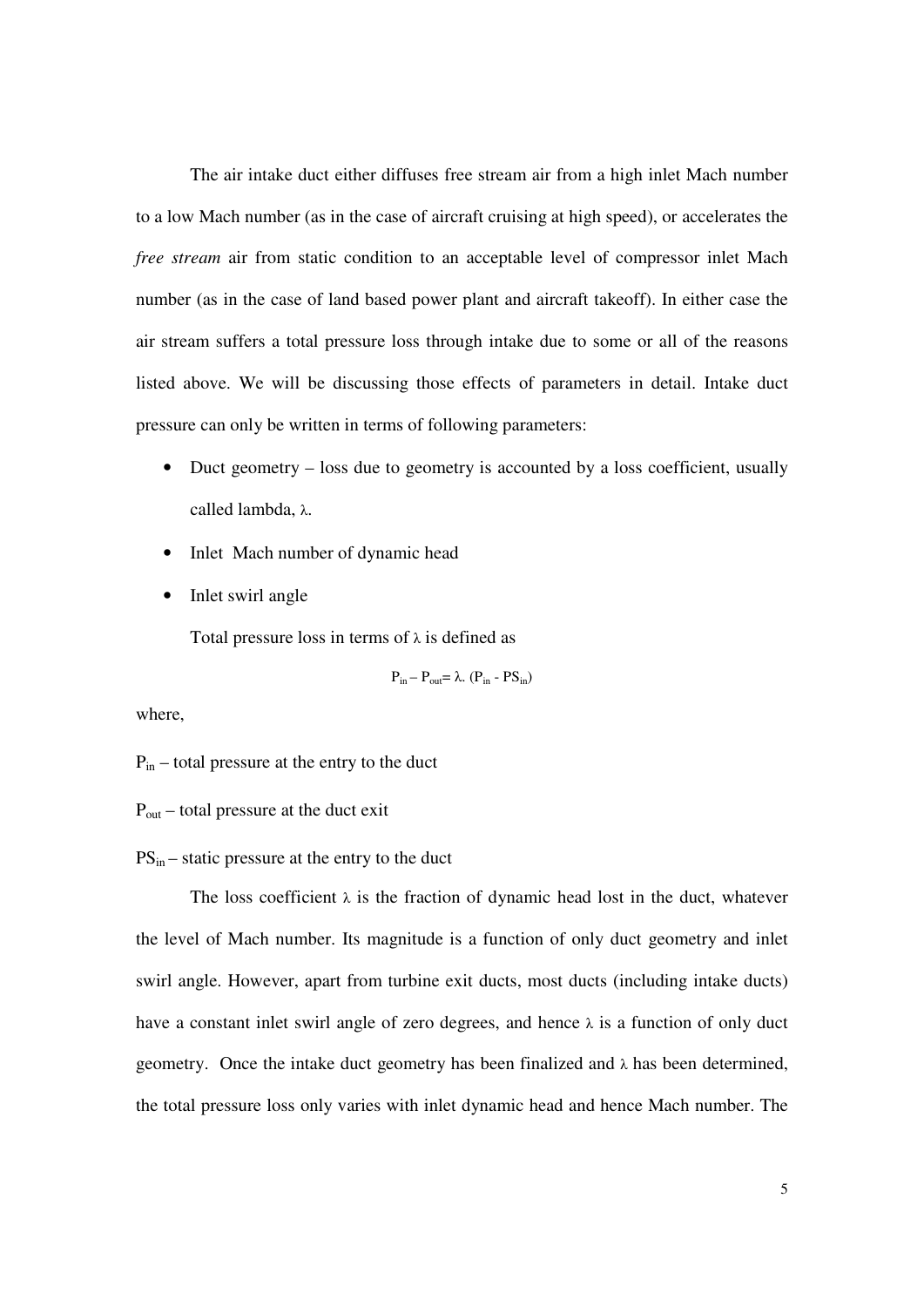The air intake duct either diffuses free stream air from a high inlet Mach number to a low Mach number (as in the case of aircraft cruising at high speed), or accelerates the *free stream* air from static condition to an acceptable level of compressor inlet Mach number (as in the case of land based power plant and aircraft takeoff). In either case the air stream suffers a total pressure loss through intake due to some or all of the reasons listed above. We will be discussing those effects of parameters in detail. Intake duct pressure can only be written in terms of following parameters:

- Duct geometry – loss due to geometry is accounted by a loss coefficient, usually called lambda, $\lambda$.
- Inlet Mach number of dynamic head
- Inlet swirl angle

Total pressure loss in terms of $\lambda$ is defined as

$$P_{in} - P_{out} = \lambda. (P_{in} - PS_{in})$$

where,

$P_{in}$ – total pressure at the entry to the duct

$P_{out}$ – total pressure at the duct exit

$PS_{in}$ – static pressure at the entry to the duct

The loss coefficient $\lambda$ is the fraction of dynamic head lost in the duct, whatever the level of Mach number. Its magnitude is a function of only duct geometry and inlet swirl angle. However, apart from turbine exit ducts, most ducts (including intake ducts) have a constant inlet swirl angle of zero degrees, and hence $\lambda$ is a function of only duct geometry. Once the intake duct geometry has been finalized and $\lambda$ has been determined, the total pressure loss only varies with inlet dynamic head and hence Mach number. The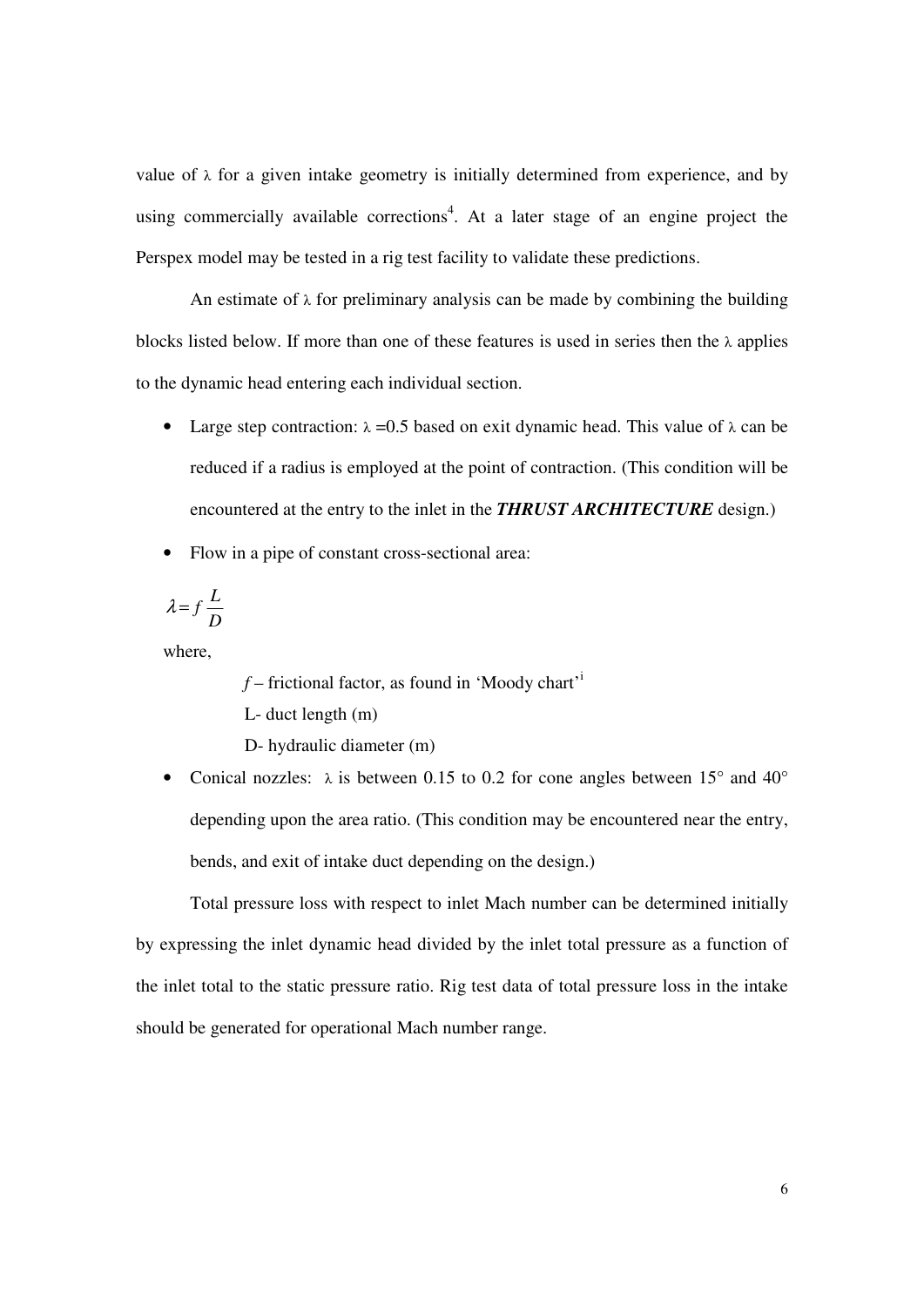value of $\lambda$ for a given intake geometry is initially determined from experience, and by using commercially available corrections[4]. At a later stage of an engine project the Perspex model may be tested in a rig test facility to validate these predictions.

An estimate of $\lambda$ for preliminary analysis can be made by combining the building blocks listed below. If more than one of these features is used in series then the $\lambda$ applies to the dynamic head entering each individual section.

- Large step contraction: $\lambda$ =0.5 based on exit dynamic head. This value of $\lambda$ can be reduced if a radius is employed at the point of contraction. (This condition will be encountered at the entry to the inlet in the ***THRUST ARCHITECTURE*** design.)
- Flow in a pipe of constant cross-sectional area:

$$\lambda = f\,\frac{L}{D}$$

where,

*f* – frictional factor, as found in 'Moody chart'[i]
L- duct length (m)
D- hydraulic diameter (m)

- Conical nozzles: $\lambda$ is between 0.15 to 0.2 for cone angles between 15° and 40° depending upon the area ratio. (This condition may be encountered near the entry, bends, and exit of intake duct depending on the design.)

Total pressure loss with respect to inlet Mach number can be determined initially by expressing the inlet dynamic head divided by the inlet total pressure as a function of the inlet total to the static pressure ratio. Rig test data of total pressure loss in the intake should be generated for operational Mach number range.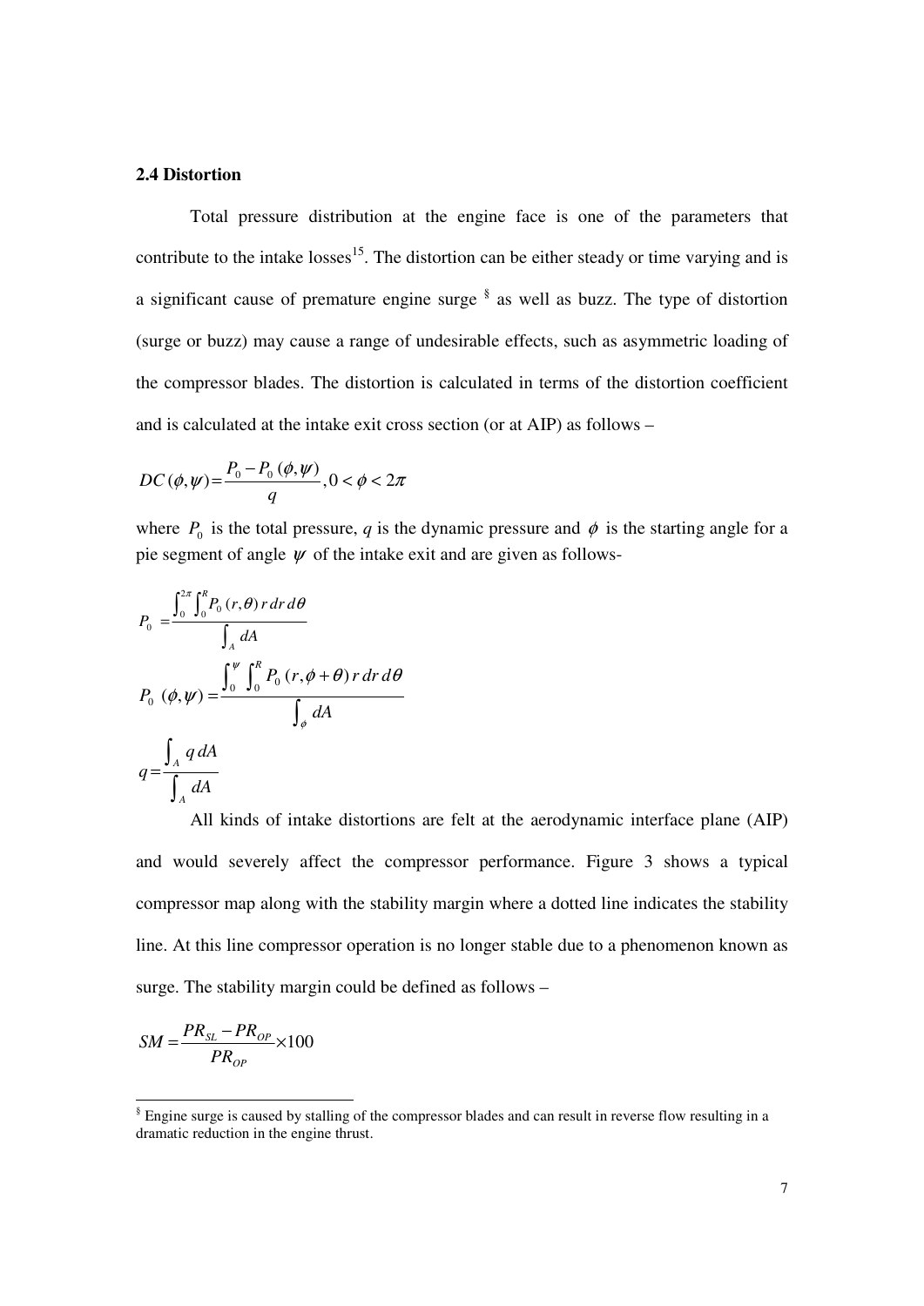### 2.4 Distortion

Total pressure distribution at the engine face is one of the parameters that contribute to the intake losses[15]. The distortion can be either steady or time varying and is a significant cause of premature engine surge [§] as well as buzz. The type of distortion (surge or buzz) may cause a range of undesirable effects, such as asymmetric loading of the compressor blades. The distortion is calculated in terms of the distortion coefficient and is calculated at the intake exit cross section (or at AIP) as follows –

$$DC(\phi,\psi) = \frac{P_0 - P_0(\phi,\psi)}{q}, 0 < \phi < 2\pi$$

where $P_0$ is the total pressure, $q$ is the dynamic pressure and $\phi$ is the starting angle for a pie segment of angle $\psi$ of the intake exit and are given as follows-

$$P_0 = \frac{\int_0^{2\pi}\int_0^R P_0(r,\theta)\, r\, dr\, d\theta}{\int_A dA}$$

$$P_0(\phi,\psi) = \frac{\int_0^{\psi}\int_0^R P_0(r,\phi+\theta)\, r\, dr\, d\theta}{\int_{\phi} dA}$$

$$q = \frac{\int_A q\, dA}{\int_A dA}$$

All kinds of intake distortions are felt at the aerodynamic interface plane (AIP) and would severely affect the compressor performance. Figure 3 shows a typical compressor map along with the stability margin where a dotted line indicates the stability line. At this line compressor operation is no longer stable due to a phenomenon known as surge. The stability margin could be defined as follows –

$$SM = \frac{PR_{SL} - PR_{OP}}{PR_{OP}} \times 100$$

---

[§] Engine surge is caused by stalling of the compressor blades and can result in reverse flow resulting in a dramatic reduction in the engine thrust.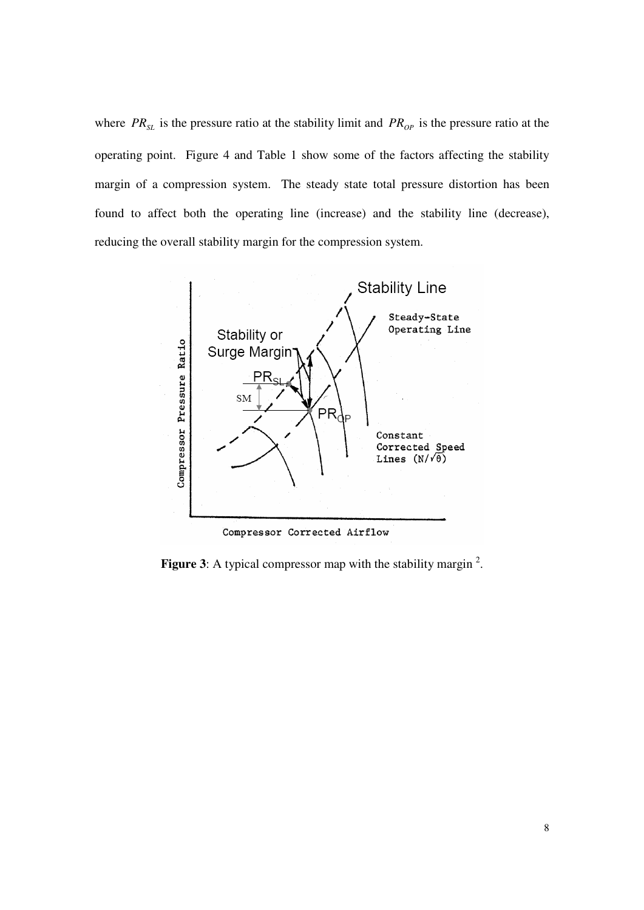where $PR_{SL}$ is the pressure ratio at the stability limit and $PR_{OP}$ is the pressure ratio at the operating point. Figure 4 and Table 1 show some of the factors affecting the stability margin of a compression system. The steady state total pressure distortion has been found to affect both the operating line (increase) and the stability line (decrease), reducing the overall stability margin for the compression system.

**Figure 3**: A typical compressor map with the stability margin [2].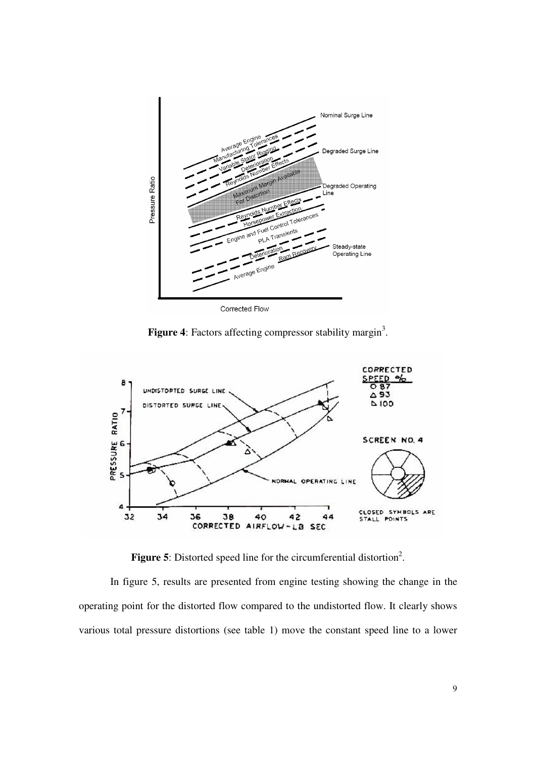**Figure 4**: Factors affecting compressor stability margin[3].

**Figure 5**: Distorted speed line for the circumferential distortion[2].

In figure 5, results are presented from engine testing showing the change in the operating point for the distorted flow compared to the undistorted flow. It clearly shows various total pressure distortions (see table 1) move the constant speed line to a lower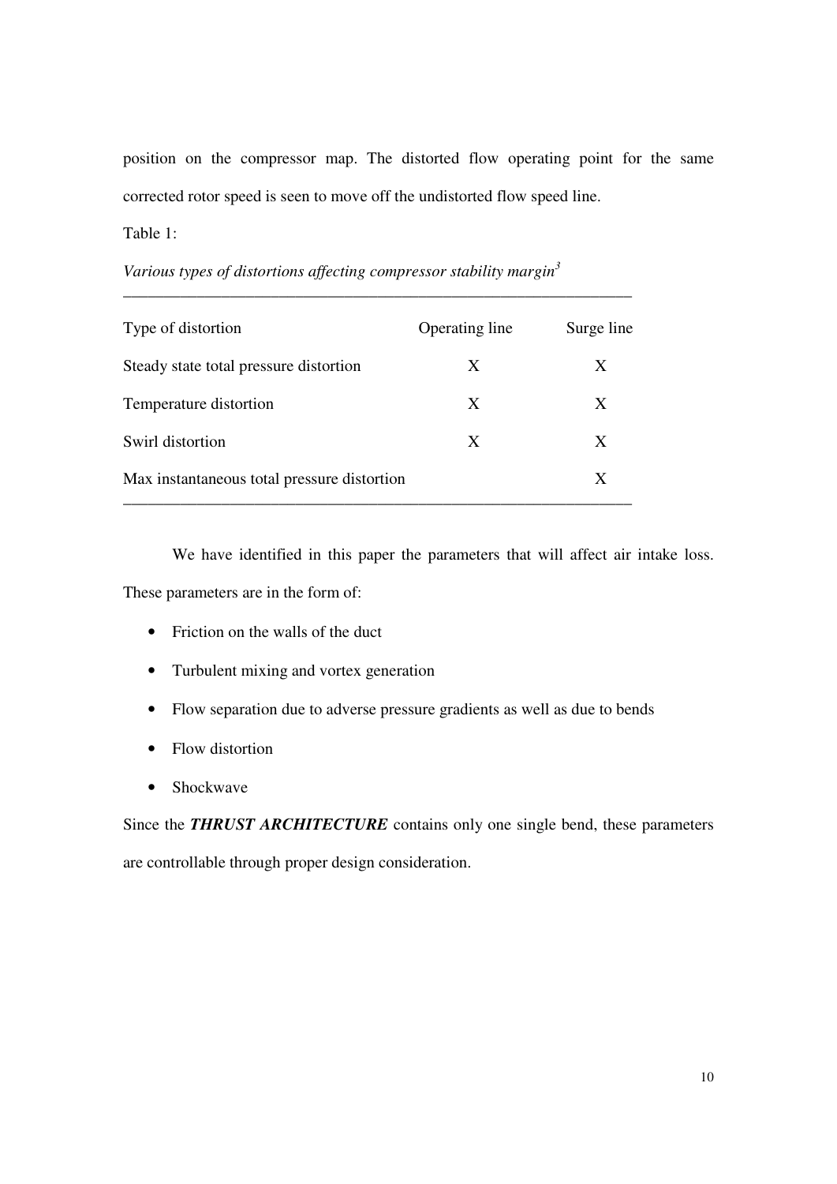position on the compressor map. The distorted flow operating point for the same corrected rotor speed is seen to move off the undistorted flow speed line.

Table 1:

*Various types of distortions affecting compressor stability margin*[3]

| Type of distortion | Operating line | Surge line |
|---|---|---|
| Steady state total pressure distortion | X | X |
| Temperature distortion | X | X |
| Swirl distortion | X | X |
| Max instantaneous total pressure distortion | | X |

We have identified in this paper the parameters that will affect air intake loss. These parameters are in the form of:

- Friction on the walls of the duct
- Turbulent mixing and vortex generation
- Flow separation due to adverse pressure gradients as well as due to bends
- Flow distortion
- Shockwave

Since the ***THRUST ARCHITECTURE*** contains only one single bend, these parameters are controllable through proper design consideration.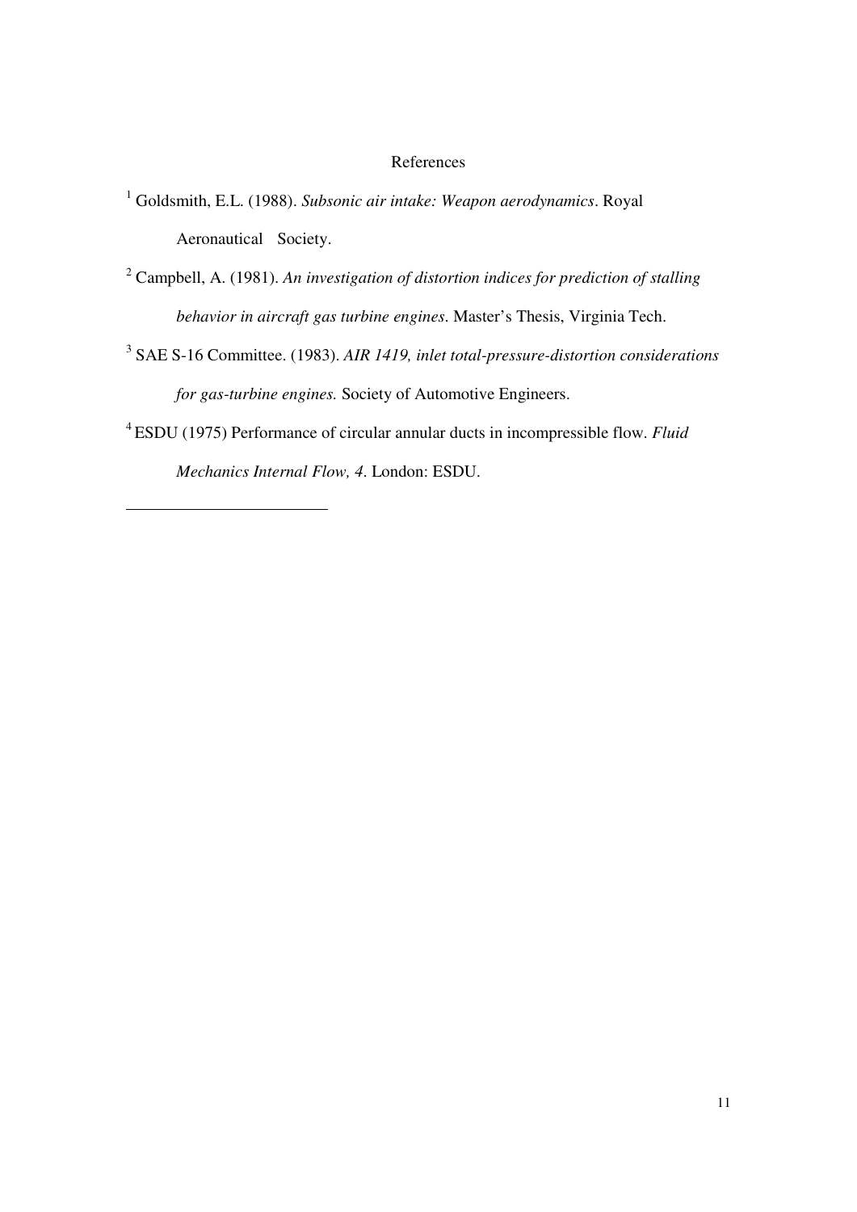References

[1] Goldsmith, E.L. (1988). *Subsonic air intake: Weapon aerodynamics*. Royal Aeronautical Society.

[2] Campbell, A. (1981). *An investigation of distortion indices for prediction of stalling behavior in aircraft gas turbine engines*. Master's Thesis, Virginia Tech.

[3] SAE S-16 Committee. (1983). *AIR 1419, inlet total-pressure-distortion considerations for gas-turbine engines.* Society of Automotive Engineers.

[4] ESDU (1975) Performance of circular annular ducts in incompressible flow. *Fluid Mechanics Internal Flow, 4*. London: ESDU.